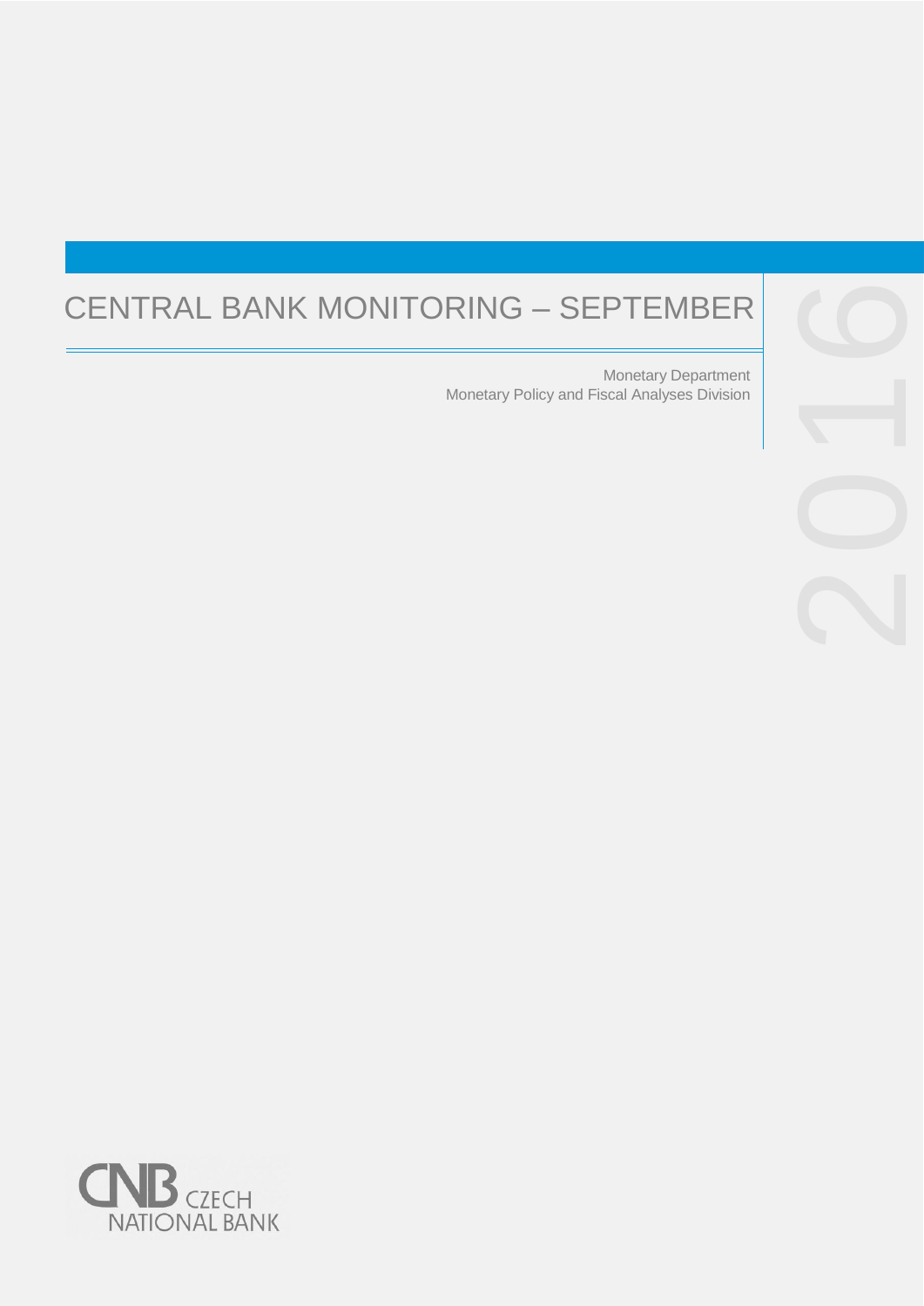# CENTRAL BANK MONITORING – SEPTEMBER

2016

Monetary Department
Monetary Policy and Fiscal Analyses Division

CNB CZECH NATIONAL BANK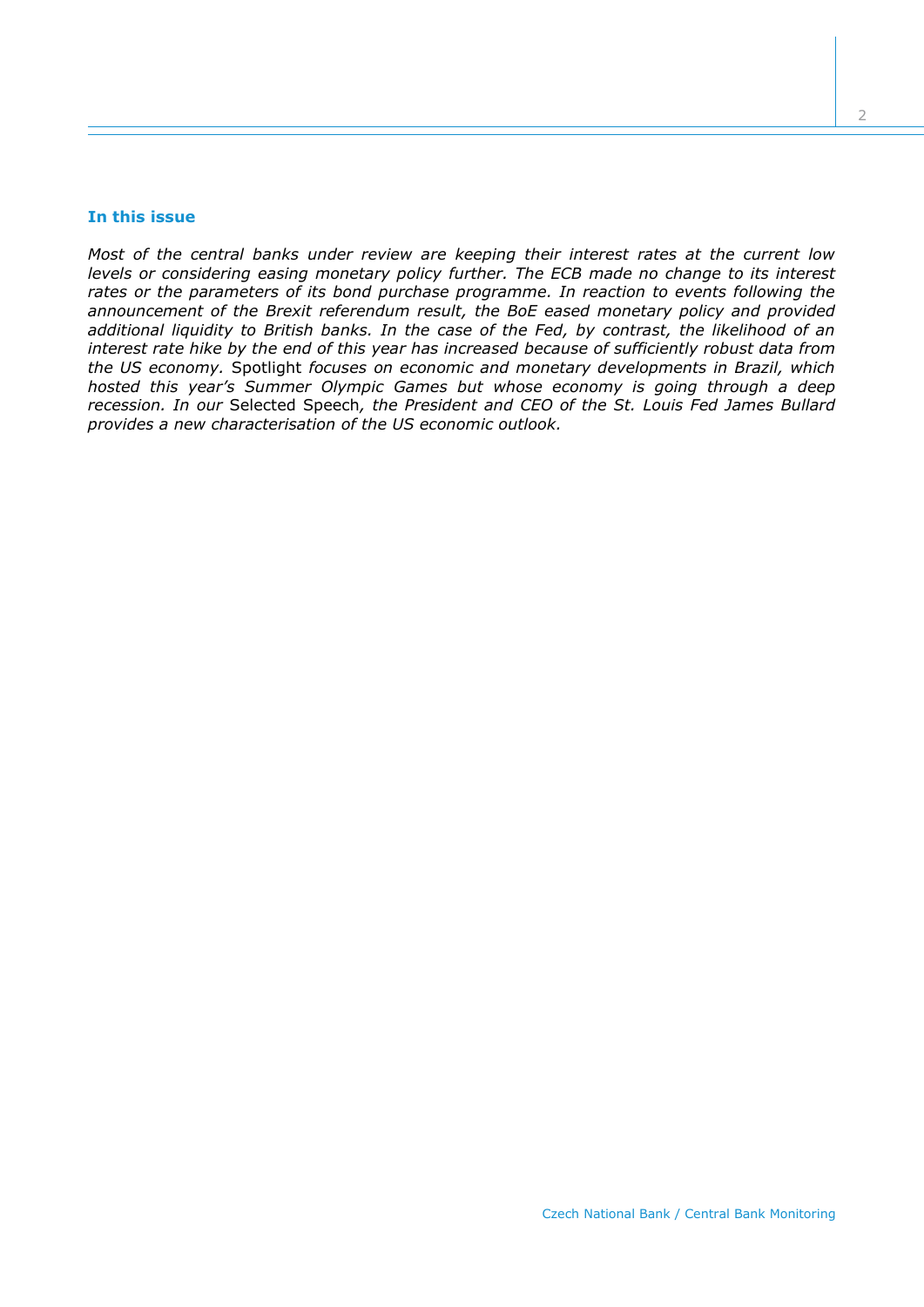## In this issue

*Most of the central banks under review are keeping their interest rates at the current low levels or considering easing monetary policy further. The ECB made no change to its interest rates or the parameters of its bond purchase programme. In reaction to events following the announcement of the Brexit referendum result, the BoE eased monetary policy and provided additional liquidity to British banks. In the case of the Fed, by contrast, the likelihood of an interest rate hike by the end of this year has increased because of sufficiently robust data from the US economy.* Spotlight *focuses on economic and monetary developments in Brazil, which hosted this year's Summer Olympic Games but whose economy is going through a deep recession. In our* Selected Speech*, the President and CEO of the St. Louis Fed James Bullard provides a new characterisation of the US economic outlook.*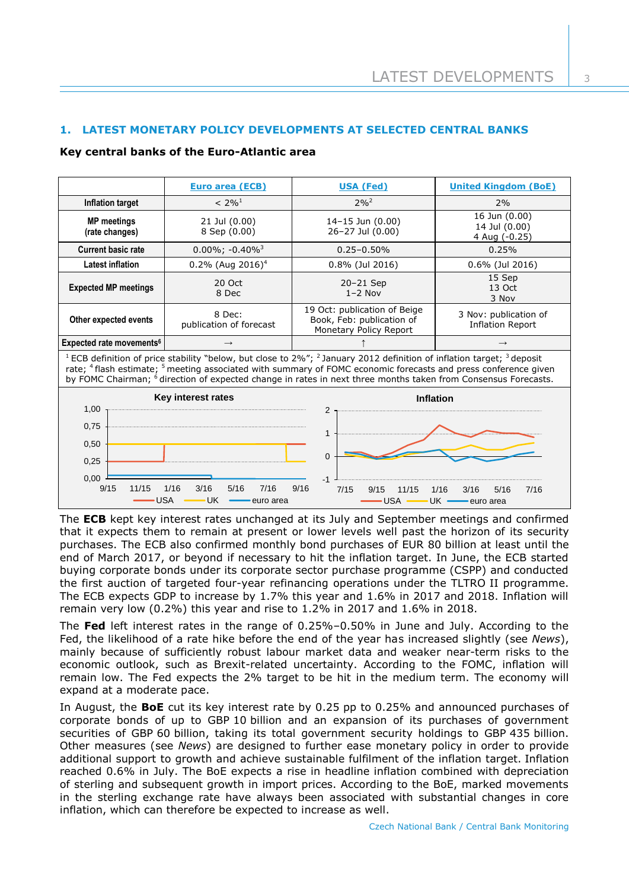## 1. LATEST MONETARY POLICY DEVELOPMENTS AT SELECTED CENTRAL BANKS

**Key central banks of the Euro-Atlantic area**

| | Euro area (ECB) | USA (Fed) | United Kingdom (BoE) |
|---|---|---|---|
| **Inflation target** | < 2%[1] | 2%[2] | 2% |
| **MP meetings (rate changes)** | 21 Jul (0.00)<br>8 Sep (0.00) | 14–15 Jun (0.00)<br>26–27 Jul (0.00) | 16 Jun (0.00)<br>14 Jul (0.00)<br>4 Aug (-0.25) |
| **Current basic rate** | 0.00%; -0.40%[3] | 0.25–0.50% | 0.25% |
| **Latest inflation** | 0.2% (Aug 2016)[4] | 0.8% (Jul 2016) | 0.6% (Jul 2016) |
| **Expected MP meetings** | 20 Oct<br>8 Dec | 20–21 Sep<br>1–2 Nov | 15 Sep<br>13 Oct<br>3 Nov |
| **Other expected events** | 8 Dec: publication of forecast | 19 Oct: publication of Beige Book, Feb: publication of Monetary Policy Report | 3 Nov: publication of Inflation Report |
| **Expected rate movements[6]** | → | ↑ | → |

[1] ECB definition of price stability "below, but close to 2%"; [2] January 2012 definition of inflation target; [3] deposit rate; [4] flash estimate; [5] meeting associated with summary of FOMC economic forecasts and press conference given by FOMC Chairman; [6] direction of expected change in rates in next three months taken from Consensus Forecasts.

**Key interest rates** — USA, UK, euro area (9/15–9/16)

**Inflation** — USA, UK, euro area (7/15–7/16)

The **ECB** kept key interest rates unchanged at its July and September meetings and confirmed that it expects them to remain at present or lower levels well past the horizon of its security purchases. The ECB also confirmed monthly bond purchases of EUR 80 billion at least until the end of March 2017, or beyond if necessary to hit the inflation target. In June, the ECB started buying corporate bonds under its corporate sector purchase programme (CSPP) and conducted the first auction of targeted four-year refinancing operations under the TLTRO II programme. The ECB expects GDP to increase by 1.7% this year and 1.6% in 2017 and 2018. Inflation will remain very low (0.2%) this year and rise to 1.2% in 2017 and 1.6% in 2018.

The **Fed** left interest rates in the range of 0.25%–0.50% in June and July. According to the Fed, the likelihood of a rate hike before the end of the year has increased slightly (see *News*), mainly because of sufficiently robust labour market data and weaker near-term risks to the economic outlook, such as Brexit-related uncertainty. According to the FOMC, inflation will remain low. The Fed expects the 2% target to be hit in the medium term. The economy will expand at a moderate pace.

In August, the **BoE** cut its key interest rate by 0.25 pp to 0.25% and announced purchases of corporate bonds of up to GBP 10 billion and an expansion of its purchases of government securities of GBP 60 billion, taking its total government security holdings to GBP 435 billion. Other measures (see *News*) are designed to further ease monetary policy in order to provide additional support to growth and achieve sustainable fulfilment of the inflation target. Inflation reached 0.6% in July. The BoE expects a rise in headline inflation combined with depreciation of sterling and subsequent growth in import prices. According to the BoE, marked movements in the sterling exchange rate have always been associated with substantial changes in core inflation, which can therefore be expected to increase as well.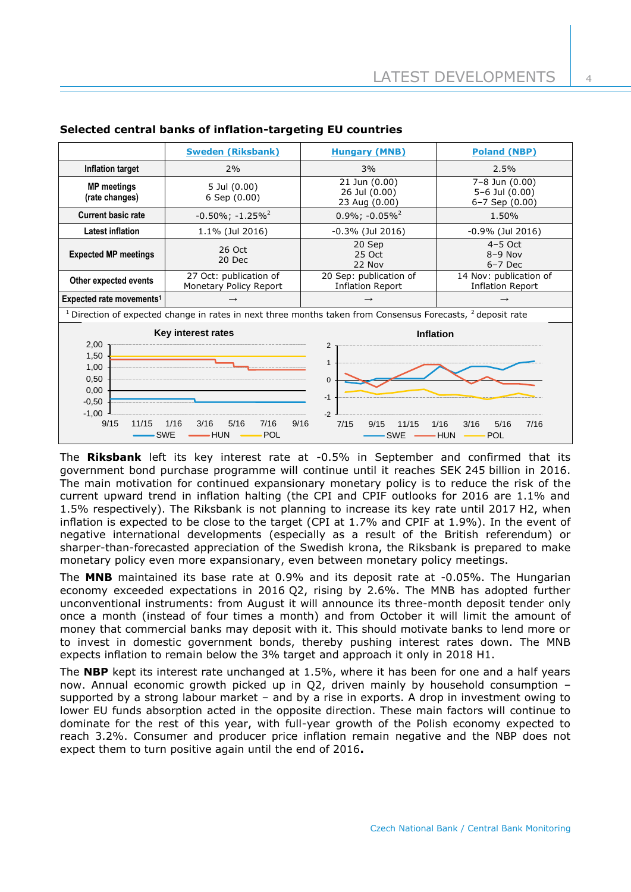**Selected central banks of inflation-targeting EU countries**

| | Sweden (Riksbank) | Hungary (MNB) | Poland (NBP) |
|---|---|---|---|
| Inflation target | 2% | 3% | 2.5% |
| MP meetings (rate changes) | 5 Jul (0.00)<br>6 Sep (0.00) | 21 Jun (0.00)<br>26 Jul (0.00)<br>23 Aug (0.00) | 7–8 Jun (0.00)<br>5–6 Jul (0.00)<br>6–7 Sep (0.00) |
| Current basic rate | -0.50%; -1.25%[2] | 0.9%; -0.05%[2] | 1.50% |
| Latest inflation | 1.1% (Jul 2016) | -0.3% (Jul 2016) | -0.9% (Jul 2016) |
| Expected MP meetings | 26 Oct<br>20 Dec | 20 Sep<br>25 Oct<br>22 Nov | 4–5 Oct<br>8–9 Nov<br>6–7 Dec |
| Other expected events | 27 Oct: publication of Monetary Policy Report | 20 Sep: publication of Inflation Report | 14 Nov: publication of Inflation Report |
| Expected rate movements[1] | → | → | → |

[1] Direction of expected change in rates in next three months taken from Consensus Forecasts, [2] deposit rate

**Key interest rates**

**Inflation**

The **Riksbank** left its key interest rate at -0.5% in September and confirmed that its government bond purchase programme will continue until it reaches SEK 245 billion in 2016. The main motivation for continued expansionary monetary policy is to reduce the risk of the current upward trend in inflation halting (the CPI and CPIF outlooks for 2016 are 1.1% and 1.5% respectively). The Riksbank is not planning to increase its key rate until 2017 H2, when inflation is expected to be close to the target (CPI at 1.7% and CPIF at 1.9%). In the event of negative international developments (especially as a result of the British referendum) or sharper-than-forecasted appreciation of the Swedish krona, the Riksbank is prepared to make monetary policy even more expansionary, even between monetary policy meetings.

The **MNB** maintained its base rate at 0.9% and its deposit rate at -0.05%. The Hungarian economy exceeded expectations in 2016 Q2, rising by 2.6%. The MNB has adopted further unconventional instruments: from August it will announce its three-month deposit tender only once a month (instead of four times a month) and from October it will limit the amount of money that commercial banks may deposit with it. This should motivate banks to lend more or to invest in domestic government bonds, thereby pushing interest rates down. The MNB expects inflation to remain below the 3% target and approach it only in 2018 H1.

The **NBP** kept its interest rate unchanged at 1.5%, where it has been for one and a half years now. Annual economic growth picked up in Q2, driven mainly by household consumption – supported by a strong labour market – and by a rise in exports. A drop in investment owing to lower EU funds absorption acted in the opposite direction. These main factors will continue to dominate for the rest of this year, with full-year growth of the Polish economy expected to reach 3.2%. Consumer and producer price inflation remain negative and the NBP does not expect them to turn positive again until the end of 2016**.**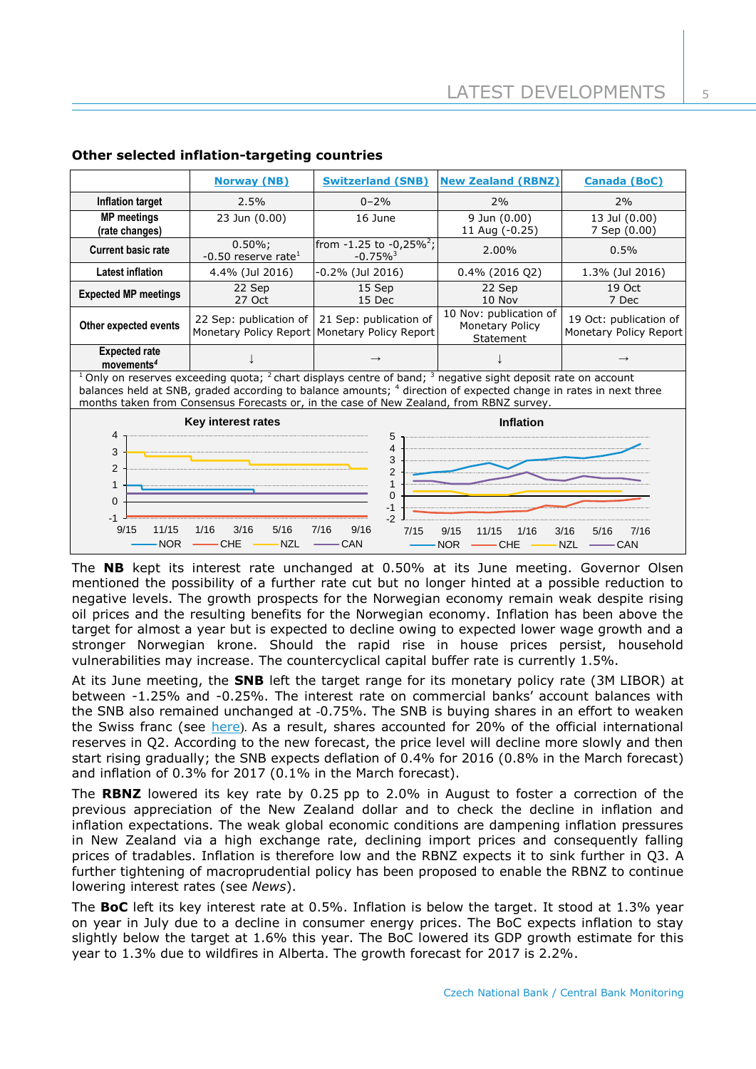## Other selected inflation-targeting countries

| | Norway (NB) | Switzerland (SNB) | New Zealand (RBNZ) | Canada (BoC) |
|---|---|---|---|---|
| Inflation target | 2.5% | 0–2% | 2% | 2% |
| MP meetings (rate changes) | 23 Jun (0.00) | 16 June | 9 Jun (0.00) 11 Aug (-0.25) | 13 Jul (0.00) 7 Sep (0.00) |
| Current basic rate | 0.50%; -0.50 reserve rate[1] | from -1.25 to -0,25%[2]; -0.75%[3] | 2.00% | 0.5% |
| Latest inflation | 4.4% (Jul 2016) | -0.2% (Jul 2016) | 0.4% (2016 Q2) | 1.3% (Jul 2016) |
| Expected MP meetings | 22 Sep 27 Oct | 15 Sep 15 Dec | 22 Sep 10 Nov | 19 Oct 7 Dec |
| Other expected events | 22 Sep: publication of Monetary Policy Report | 21 Sep: publication of Monetary Policy Report | 10 Nov: publication of Monetary Policy Statement | 19 Oct: publication of Monetary Policy Report |
| Expected rate movements[4] | ↓ | → | ↓ | → |

[1] Only on reserves exceeding quota; [2] chart displays centre of band; [3] negative sight deposit rate on account balances held at SNB, graded according to balance amounts; [4] direction of expected change in rates in next three months taken from Consensus Forecasts or, in the case of New Zealand, from RBNZ survey.

**Key interest rates** / **Inflation** (charts: NOR, CHE, NZL, CAN)

The **NB** kept its interest rate unchanged at 0.50% at its June meeting. Governor Olsen mentioned the possibility of a further rate cut but no longer hinted at a possible reduction to negative levels. The growth prospects for the Norwegian economy remain weak despite rising oil prices and the resulting benefits for the Norwegian economy. Inflation has been above the target for almost a year but is expected to decline owing to expected lower wage growth and a stronger Norwegian krone. Should the rapid rise in house prices persist, household vulnerabilities may increase. The countercyclical capital buffer rate is currently 1.5%.

At its June meeting, the **SNB** left the target range for its monetary policy rate (3M LIBOR) at between -1.25% and -0.25%. The interest rate on commercial banks' account balances with the SNB also remained unchanged at -0.75%. The SNB is buying shares in an effort to weaken the Swiss franc (see here). As a result, shares accounted for 20% of the official international reserves in Q2. According to the new forecast, the price level will decline more slowly and then start rising gradually; the SNB expects deflation of 0.4% for 2016 (0.8% in the March forecast) and inflation of 0.3% for 2017 (0.1% in the March forecast).

The **RBNZ** lowered its key rate by 0.25 pp to 2.0% in August to foster a correction of the previous appreciation of the New Zealand dollar and to check the decline in inflation and inflation expectations. The weak global economic conditions are dampening inflation pressures in New Zealand via a high exchange rate, declining import prices and consequently falling prices of tradables. Inflation is therefore low and the RBNZ expects it to sink further in Q3. A further tightening of macroprudential policy has been proposed to enable the RBNZ to continue lowering interest rates (see *News*).

The **BoC** left its key interest rate at 0.5%. Inflation is below the target. It stood at 1.3% year on year in July due to a decline in consumer energy prices. The BoC expects inflation to stay slightly below the target at 1.6% this year. The BoC lowered its GDP growth estimate for this year to 1.3% due to wildfires in Alberta. The growth forecast for 2017 is 2.2%.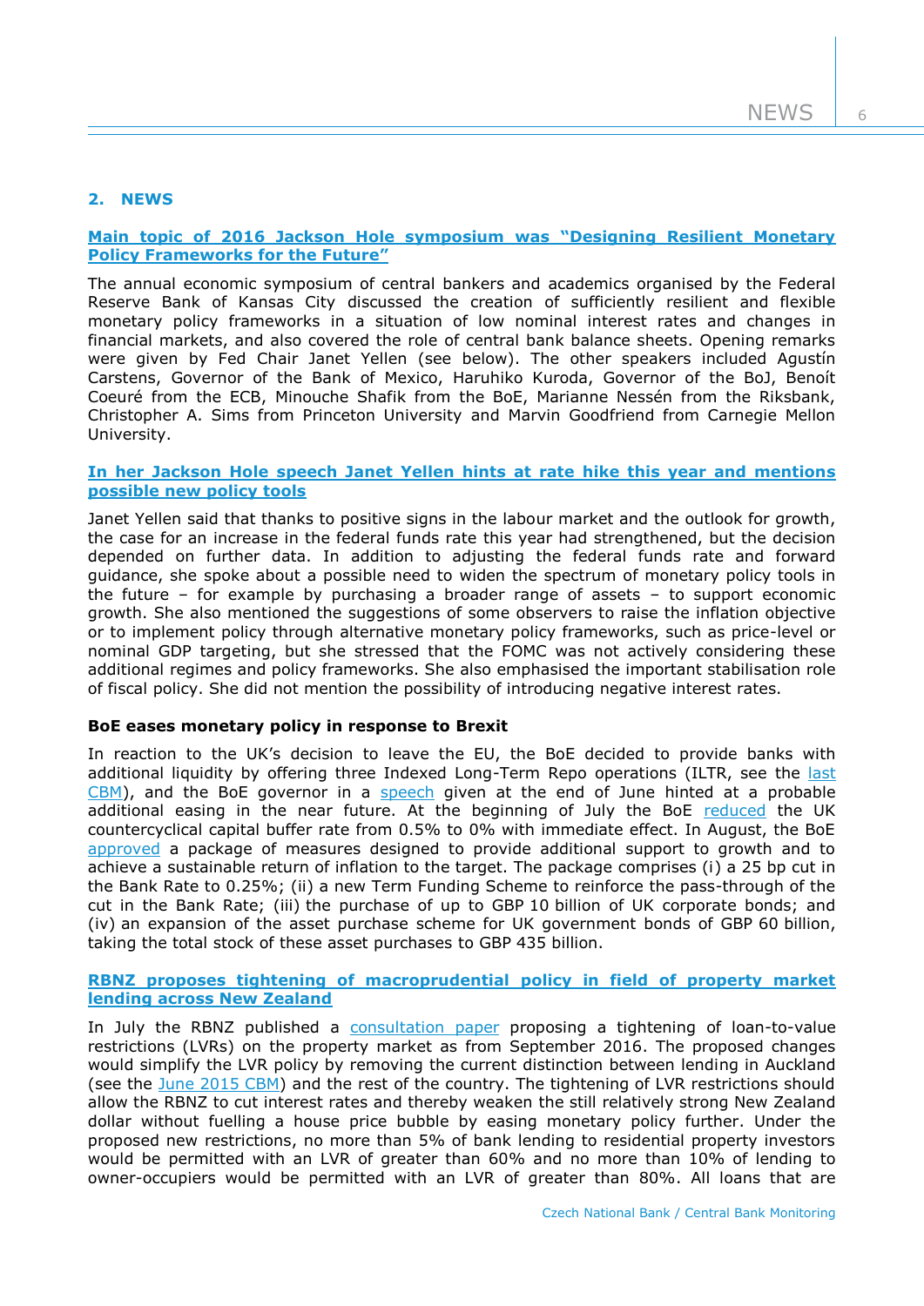## 2. NEWS

### Main topic of 2016 Jackson Hole symposium was "Designing Resilient Monetary Policy Frameworks for the Future"

The annual economic symposium of central bankers and academics organised by the Federal Reserve Bank of Kansas City discussed the creation of sufficiently resilient and flexible monetary policy frameworks in a situation of low nominal interest rates and changes in financial markets, and also covered the role of central bank balance sheets. Opening remarks were given by Fed Chair Janet Yellen (see below). The other speakers included Agustín Carstens, Governor of the Bank of Mexico, Haruhiko Kuroda, Governor of the BoJ, Benoít Coeuré from the ECB, Minouche Shafik from the BoE, Marianne Nessén from the Riksbank, Christopher A. Sims from Princeton University and Marvin Goodfriend from Carnegie Mellon University.

### In her Jackson Hole speech Janet Yellen hints at rate hike this year and mentions possible new policy tools

Janet Yellen said that thanks to positive signs in the labour market and the outlook for growth, the case for an increase in the federal funds rate this year had strengthened, but the decision depended on further data. In addition to adjusting the federal funds rate and forward guidance, she spoke about a possible need to widen the spectrum of monetary policy tools in the future – for example by purchasing a broader range of assets – to support economic growth. She also mentioned the suggestions of some observers to raise the inflation objective or to implement policy through alternative monetary policy frameworks, such as price-level or nominal GDP targeting, but she stressed that the FOMC was not actively considering these additional regimes and policy frameworks. She also emphasised the important stabilisation role of fiscal policy. She did not mention the possibility of introducing negative interest rates.

### BoE eases monetary policy in response to Brexit

In reaction to the UK's decision to leave the EU, the BoE decided to provide banks with additional liquidity by offering three Indexed Long-Term Repo operations (ILTR, see the last CBM), and the BoE governor in a speech given at the end of June hinted at a probable additional easing in the near future. At the beginning of July the BoE reduced the UK countercyclical capital buffer rate from 0.5% to 0% with immediate effect. In August, the BoE approved a package of measures designed to provide additional support to growth and to achieve a sustainable return of inflation to the target. The package comprises (i) a 25 bp cut in the Bank Rate to 0.25%; (ii) a new Term Funding Scheme to reinforce the pass-through of the cut in the Bank Rate; (iii) the purchase of up to GBP 10 billion of UK corporate bonds; and (iv) an expansion of the asset purchase scheme for UK government bonds of GBP 60 billion, taking the total stock of these asset purchases to GBP 435 billion.

### RBNZ proposes tightening of macroprudential policy in field of property market lending across New Zealand

In July the RBNZ published a consultation paper proposing a tightening of loan-to-value restrictions (LVRs) on the property market as from September 2016. The proposed changes would simplify the LVR policy by removing the current distinction between lending in Auckland (see the June 2015 CBM) and the rest of the country. The tightening of LVR restrictions should allow the RBNZ to cut interest rates and thereby weaken the still relatively strong New Zealand dollar without fuelling a house price bubble by easing monetary policy further. Under the proposed new restrictions, no more than 5% of bank lending to residential property investors would be permitted with an LVR of greater than 60% and no more than 10% of lending to owner-occupiers would be permitted with an LVR of greater than 80%. All loans that are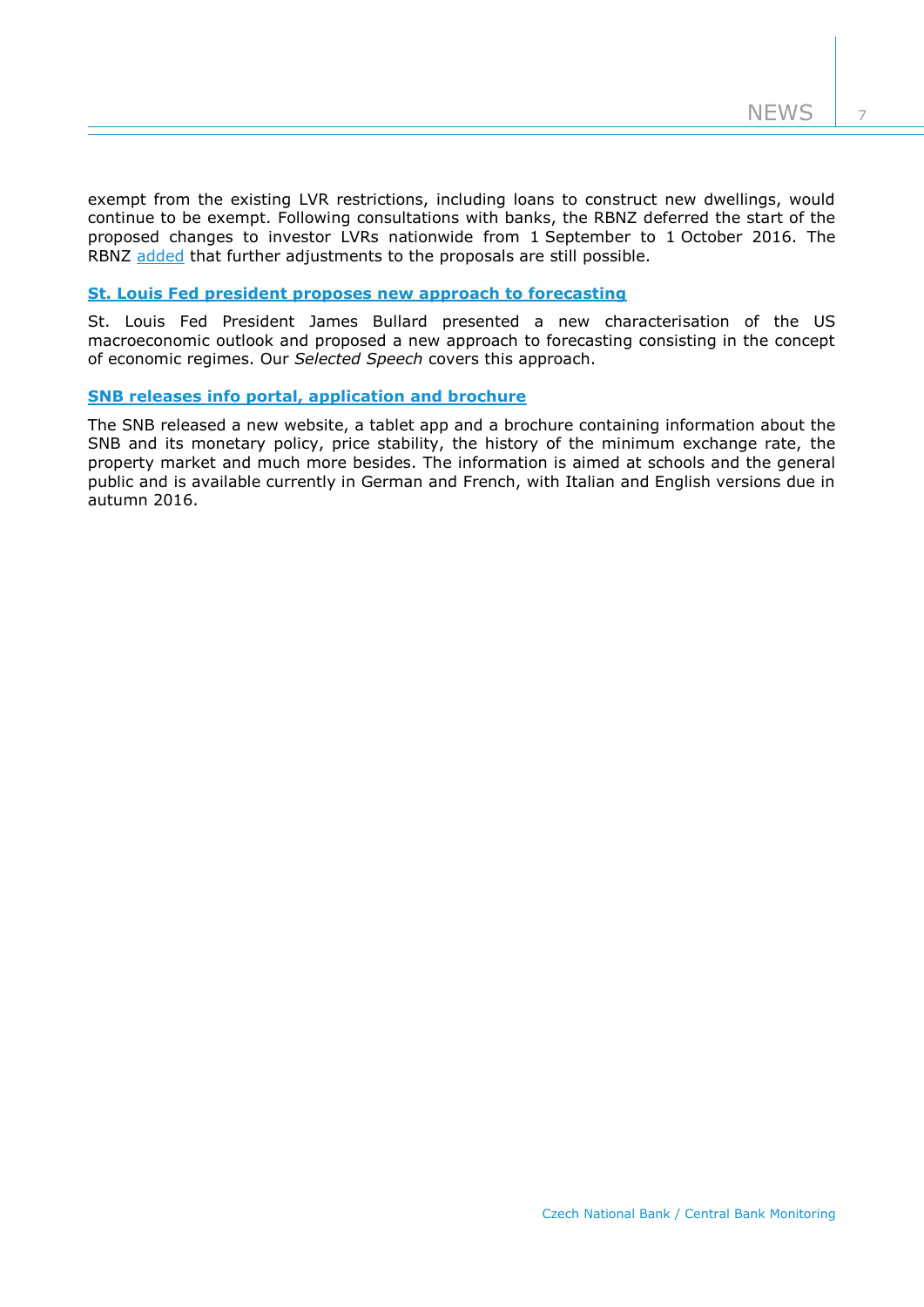exempt from the existing LVR restrictions, including loans to construct new dwellings, would continue to be exempt. Following consultations with banks, the RBNZ deferred the start of the proposed changes to investor LVRs nationwide from 1 September to 1 October 2016. The RBNZ added that further adjustments to the proposals are still possible.

### St. Louis Fed president proposes new approach to forecasting

St. Louis Fed President James Bullard presented a new characterisation of the US macroeconomic outlook and proposed a new approach to forecasting consisting in the concept of economic regimes. Our *Selected Speech* covers this approach.

### SNB releases info portal, application and brochure

The SNB released a new website, a tablet app and a brochure containing information about the SNB and its monetary policy, price stability, the history of the minimum exchange rate, the property market and much more besides. The information is aimed at schools and the general public and is available currently in German and French, with Italian and English versions due in autumn 2016.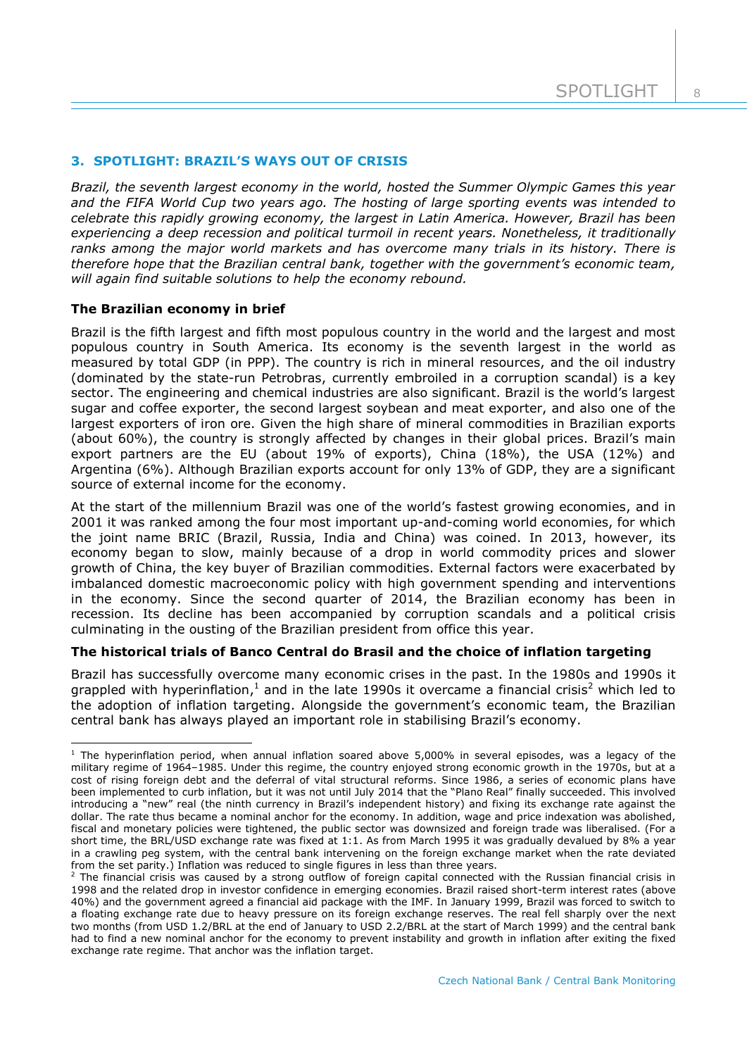## 3. SPOTLIGHT: BRAZIL'S WAYS OUT OF CRISIS

*Brazil, the seventh largest economy in the world, hosted the Summer Olympic Games this year and the FIFA World Cup two years ago. The hosting of large sporting events was intended to celebrate this rapidly growing economy, the largest in Latin America. However, Brazil has been experiencing a deep recession and political turmoil in recent years. Nonetheless, it traditionally ranks among the major world markets and has overcome many trials in its history. There is therefore hope that the Brazilian central bank, together with the government's economic team, will again find suitable solutions to help the economy rebound.*

### The Brazilian economy in brief

Brazil is the fifth largest and fifth most populous country in the world and the largest and most populous country in South America. Its economy is the seventh largest in the world as measured by total GDP (in PPP). The country is rich in mineral resources, and the oil industry (dominated by the state-run Petrobras, currently embroiled in a corruption scandal) is a key sector. The engineering and chemical industries are also significant. Brazil is the world's largest sugar and coffee exporter, the second largest soybean and meat exporter, and also one of the largest exporters of iron ore. Given the high share of mineral commodities in Brazilian exports (about 60%), the country is strongly affected by changes in their global prices. Brazil's main export partners are the EU (about 19% of exports), China (18%), the USA (12%) and Argentina (6%). Although Brazilian exports account for only 13% of GDP, they are a significant source of external income for the economy.

At the start of the millennium Brazil was one of the world's fastest growing economies, and in 2001 it was ranked among the four most important up-and-coming world economies, for which the joint name BRIC (Brazil, Russia, India and China) was coined. In 2013, however, its economy began to slow, mainly because of a drop in world commodity prices and slower growth of China, the key buyer of Brazilian commodities. External factors were exacerbated by imbalanced domestic macroeconomic policy with high government spending and interventions in the economy. Since the second quarter of 2014, the Brazilian economy has been in recession. Its decline has been accompanied by corruption scandals and a political crisis culminating in the ousting of the Brazilian president from office this year.

### The historical trials of Banco Central do Brasil and the choice of inflation targeting

Brazil has successfully overcome many economic crises in the past. In the 1980s and 1990s it grappled with hyperinflation,[1] and in the late 1990s it overcame a financial crisis[2] which led to the adoption of inflation targeting. Alongside the government's economic team, the Brazilian central bank has always played an important role in stabilising Brazil's economy.

---

[1] The hyperinflation period, when annual inflation soared above 5,000% in several episodes, was a legacy of the military regime of 1964–1985. Under this regime, the country enjoyed strong economic growth in the 1970s, but at a cost of rising foreign debt and the deferral of vital structural reforms. Since 1986, a series of economic plans have been implemented to curb inflation, but it was not until July 2014 that the "Plano Real" finally succeeded. This involved introducing a "new" real (the ninth currency in Brazil's independent history) and fixing its exchange rate against the dollar. The rate thus became a nominal anchor for the economy. In addition, wage and price indexation was abolished, fiscal and monetary policies were tightened, the public sector was downsized and foreign trade was liberalised. (For a short time, the BRL/USD exchange rate was fixed at 1:1. As from March 1995 it was gradually devalued by 8% a year in a crawling peg system, with the central bank intervening on the foreign exchange market when the rate deviated from the set parity.) Inflation was reduced to single figures in less than three years.

[2] The financial crisis was caused by a strong outflow of foreign capital connected with the Russian financial crisis in 1998 and the related drop in investor confidence in emerging economies. Brazil raised short-term interest rates (above 40%) and the government agreed a financial aid package with the IMF. In January 1999, Brazil was forced to switch to a floating exchange rate due to heavy pressure on its foreign exchange reserves. The real fell sharply over the next two months (from USD 1.2/BRL at the end of January to USD 2.2/BRL at the start of March 1999) and the central bank had to find a new nominal anchor for the economy to prevent instability and growth in inflation after exiting the fixed exchange rate regime. That anchor was the inflation target.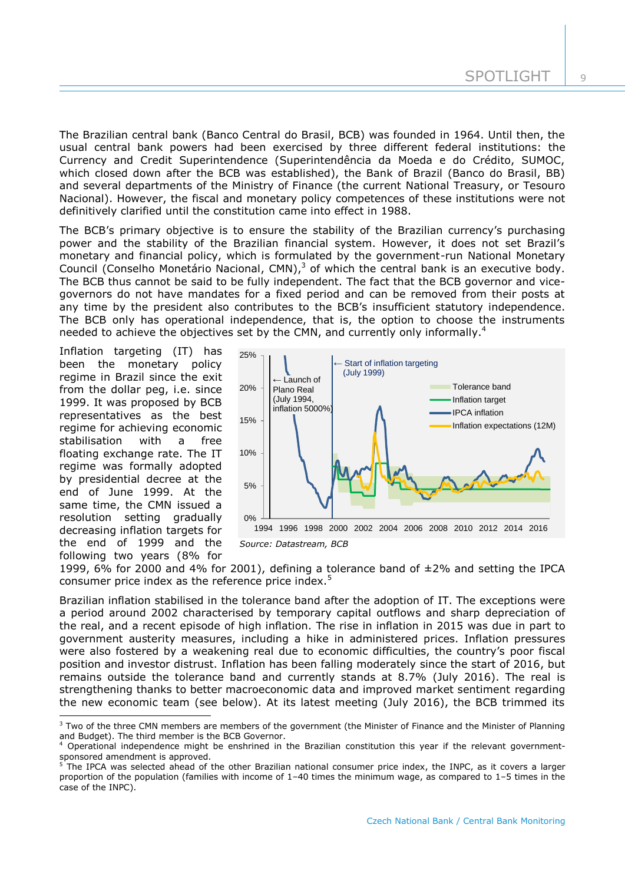The Brazilian central bank (Banco Central do Brasil, BCB) was founded in 1964. Until then, the usual central bank powers had been exercised by three different federal institutions: the Currency and Credit Superintendence (Superintendência da Moeda e do Crédito, SUMOC, which closed down after the BCB was established), the Bank of Brazil (Banco do Brasil, BB) and several departments of the Ministry of Finance (the current National Treasury, or Tesouro Nacional). However, the fiscal and monetary policy competences of these institutions were not definitively clarified until the constitution came into effect in 1988.

The BCB's primary objective is to ensure the stability of the Brazilian currency's purchasing power and the stability of the Brazilian financial system. However, it does not set Brazil's monetary and financial policy, which is formulated by the government-run National Monetary Council (Conselho Monetário Nacional, CMN),[3] of which the central bank is an executive body. The BCB thus cannot be said to be fully independent. The fact that the BCB governor and vice-governors do not have mandates for a fixed period and can be removed from their posts at any time by the president also contributes to the BCB's insufficient statutory independence. The BCB only has operational independence, that is, the option to choose the instruments needed to achieve the objectives set by the CMN, and currently only informally.[4]

Inflation targeting (IT) has been the monetary policy regime in Brazil since the exit from the dollar peg, i.e. since 1999. It was proposed by BCB representatives as the best regime for achieving economic stabilisation with a free floating exchange rate. The IT regime was formally adopted by presidential decree at the end of June 1999. At the same time, the CMN issued a resolution setting gradually decreasing inflation targets for the end of 1999 and the following two years (8% for 1999, 6% for 2000 and 4% for 2001), defining a tolerance band of ±2% and setting the IPCA consumer price index as the reference price index.[5]

*Source: Datastream, BCB*

Brazilian inflation stabilised in the tolerance band after the adoption of IT. The exceptions were a period around 2002 characterised by temporary capital outflows and sharp depreciation of the real, and a recent episode of high inflation. The rise in inflation in 2015 was due in part to government austerity measures, including a hike in administered prices. Inflation pressures were also fostered by a weakening real due to economic difficulties, the country's poor fiscal position and investor distrust. Inflation has been falling moderately since the start of 2016, but remains outside the tolerance band and currently stands at 8.7% (July 2016). The real is strengthening thanks to better macroeconomic data and improved market sentiment regarding the new economic team (see below). At its latest meeting (July 2016), the BCB trimmed its

---

[3] Two of the three CMN members are members of the government (the Minister of Finance and the Minister of Planning and Budget). The third member is the BCB Governor.

[4] Operational independence might be enshrined in the Brazilian constitution this year if the relevant government-sponsored amendment is approved.

[5] The IPCA was selected ahead of the other Brazilian national consumer price index, the INPC, as it covers a larger proportion of the population (families with income of 1–40 times the minimum wage, as compared to 1–5 times in the case of the INPC).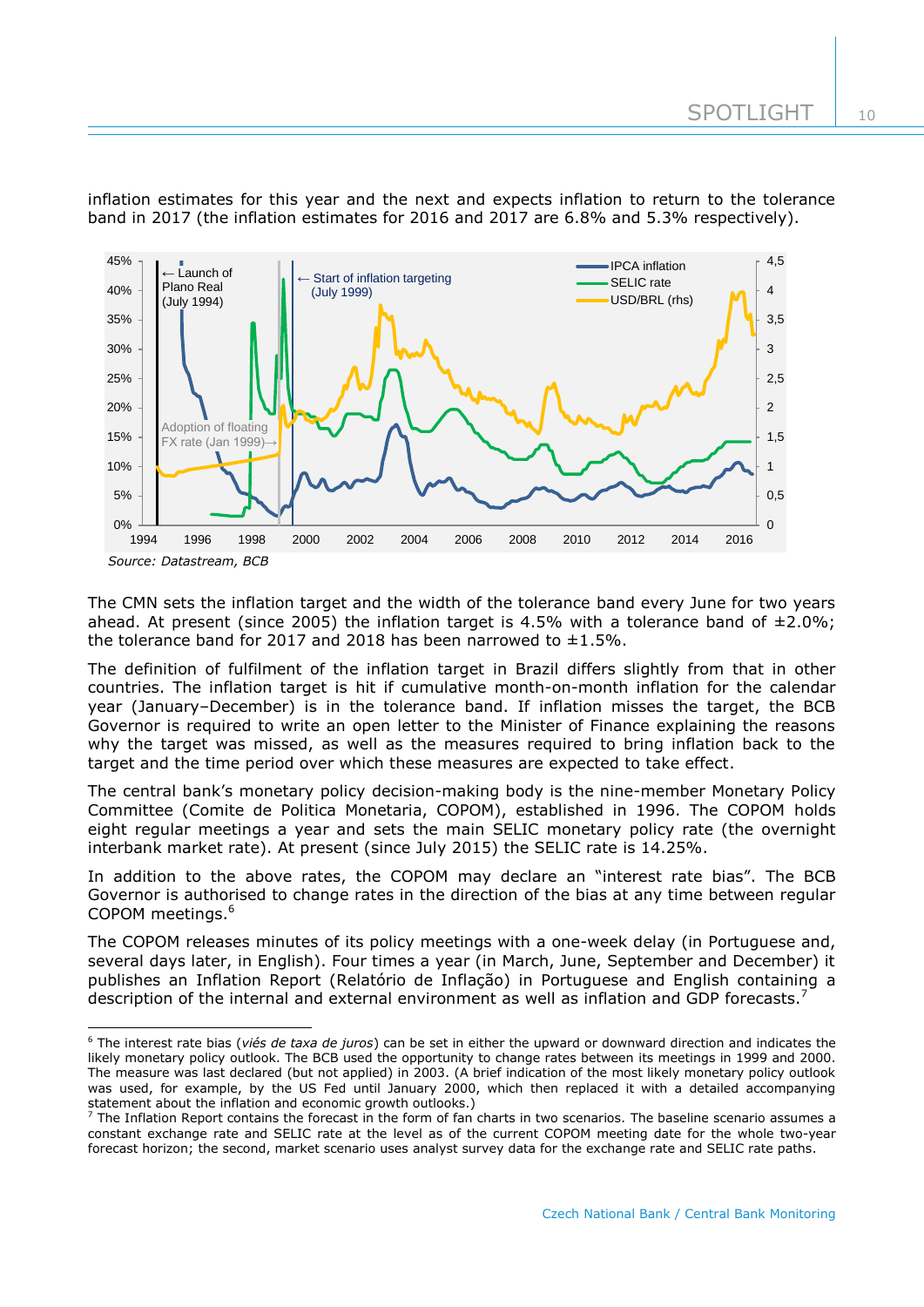inflation estimates for this year and the next and expects inflation to return to the tolerance band in 2017 (the inflation estimates for 2016 and 2017 are 6.8% and 5.3% respectively).

*Source: Datastream, BCB*

The CMN sets the inflation target and the width of the tolerance band every June for two years ahead. At present (since 2005) the inflation target is 4.5% with a tolerance band of ±2.0%; the tolerance band for 2017 and 2018 has been narrowed to ±1.5%.

The definition of fulfilment of the inflation target in Brazil differs slightly from that in other countries. The inflation target is hit if cumulative month-on-month inflation for the calendar year (January–December) is in the tolerance band. If inflation misses the target, the BCB Governor is required to write an open letter to the Minister of Finance explaining the reasons why the target was missed, as well as the measures required to bring inflation back to the target and the time period over which these measures are expected to take effect.

The central bank's monetary policy decision-making body is the nine-member Monetary Policy Committee (Comite de Politica Monetaria, COPOM), established in 1996. The COPOM holds eight regular meetings a year and sets the main SELIC monetary policy rate (the overnight interbank market rate). At present (since July 2015) the SELIC rate is 14.25%.

In addition to the above rates, the COPOM may declare an "interest rate bias". The BCB Governor is authorised to change rates in the direction of the bias at any time between regular COPOM meetings.[6]

The COPOM releases minutes of its policy meetings with a one-week delay (in Portuguese and, several days later, in English). Four times a year (in March, June, September and December) it publishes an Inflation Report (Relatório de Inflação) in Portuguese and English containing a description of the internal and external environment as well as inflation and GDP forecasts.[7]

---

[6] The interest rate bias (*viés de taxa de juros*) can be set in either the upward or downward direction and indicates the likely monetary policy outlook. The BCB used the opportunity to change rates between its meetings in 1999 and 2000. The measure was last declared (but not applied) in 2003. (A brief indication of the most likely monetary policy outlook was used, for example, by the US Fed until January 2000, which then replaced it with a detailed accompanying statement about the inflation and economic growth outlooks.)

[7] The Inflation Report contains the forecast in the form of fan charts in two scenarios. The baseline scenario assumes a constant exchange rate and SELIC rate at the level as of the current COPOM meeting date for the whole two-year forecast horizon; the second, market scenario uses analyst survey data for the exchange rate and SELIC rate paths.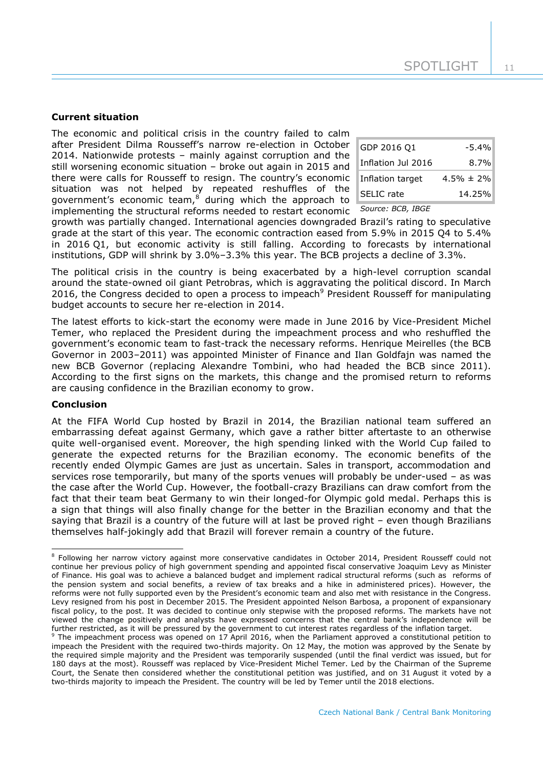**Current situation**

The economic and political crisis in the country failed to calm after President Dilma Rousseff's narrow re-election in October 2014. Nationwide protests – mainly against corruption and the still worsening economic situation – broke out again in 2015 and there were calls for Rousseff to resign. The country's economic situation was not helped by repeated reshuffles of the government's economic team,[8] during which the approach to implementing the structural reforms needed to restart economic growth was partially changed. International agencies downgraded Brazil's rating to speculative grade at the start of this year. The economic contraction eased from 5.9% in 2015 Q4 to 5.4% in 2016 Q1, but economic activity is still falling. According to forecasts by international institutions, GDP will shrink by 3.0%–3.3% this year. The BCB projects a decline of 3.3%.

| | |
|---|---|
| GDP 2016 Q1 | -5.4% |
| Inflation Jul 2016 | 8.7% |
| Inflation target | 4.5% ± 2% |
| SELIC rate | 14.25% |

*Source: BCB, IBGE*

The political crisis in the country is being exacerbated by a high-level corruption scandal around the state-owned oil giant Petrobras, which is aggravating the political discord. In March 2016, the Congress decided to open a process to impeach[9] President Rousseff for manipulating budget accounts to secure her re-election in 2014.

The latest efforts to kick-start the economy were made in June 2016 by Vice-President Michel Temer, who replaced the President during the impeachment process and who reshuffled the government's economic team to fast-track the necessary reforms. Henrique Meirelles (the BCB Governor in 2003–2011) was appointed Minister of Finance and Ilan Goldfajn was named the new BCB Governor (replacing Alexandre Tombini, who had headed the BCB since 2011). According to the first signs on the markets, this change and the promised return to reforms are causing confidence in the Brazilian economy to grow.

**Conclusion**

At the FIFA World Cup hosted by Brazil in 2014, the Brazilian national team suffered an embarrassing defeat against Germany, which gave a rather bitter aftertaste to an otherwise quite well-organised event. Moreover, the high spending linked with the World Cup failed to generate the expected returns for the Brazilian economy. The economic benefits of the recently ended Olympic Games are just as uncertain. Sales in transport, accommodation and services rose temporarily, but many of the sports venues will probably be under-used – as was the case after the World Cup. However, the football-crazy Brazilians can draw comfort from the fact that their team beat Germany to win their longed-for Olympic gold medal. Perhaps this is a sign that things will also finally change for the better in the Brazilian economy and that the saying that Brazil is a country of the future will at last be proved right – even though Brazilians themselves half-jokingly add that Brazil will forever remain a country of the future.

---

[8] Following her narrow victory against more conservative candidates in October 2014, President Rousseff could not continue her previous policy of high government spending and appointed fiscal conservative Joaquim Levy as Minister of Finance. His goal was to achieve a balanced budget and implement radical structural reforms (such as reforms of the pension system and social benefits, a review of tax breaks and a hike in administered prices). However, the reforms were not fully supported even by the President's economic team and also met with resistance in the Congress. Levy resigned from his post in December 2015. The President appointed Nelson Barbosa, a proponent of expansionary fiscal policy, to the post. It was decided to continue only stepwise with the proposed reforms. The markets have not viewed the change positively and analysts have expressed concerns that the central bank's independence will be further restricted, as it will be pressured by the government to cut interest rates regardless of the inflation target.

[9] The impeachment process was opened on 17 April 2016, when the Parliament approved a constitutional petition to impeach the President with the required two-thirds majority. On 12 May, the motion was approved by the Senate by the required simple majority and the President was temporarily suspended (until the final verdict was issued, but for 180 days at the most). Rousseff was replaced by Vice-President Michel Temer. Led by the Chairman of the Supreme Court, the Senate then considered whether the constitutional petition was justified, and on 31 August it voted by a two-thirds majority to impeach the President. The country will be led by Temer until the 2018 elections.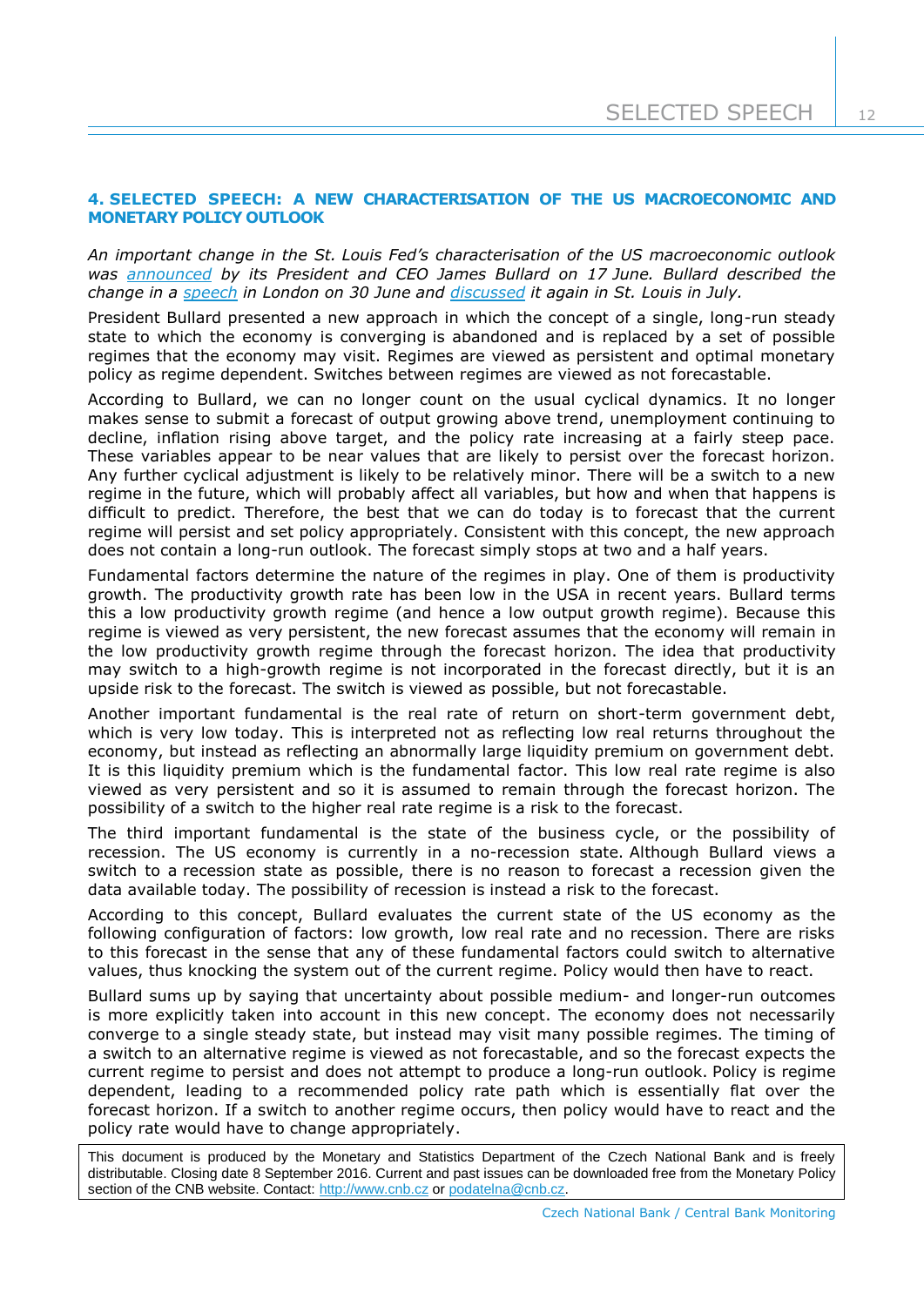## 4. SELECTED SPEECH: A NEW CHARACTERISATION OF THE US MACROECONOMIC AND MONETARY POLICY OUTLOOK

*An important change in the St. Louis Fed's characterisation of the US macroeconomic outlook was announced by its President and CEO James Bullard on 17 June. Bullard described the change in a speech in London on 30 June and discussed it again in St. Louis in July.*

President Bullard presented a new approach in which the concept of a single, long-run steady state to which the economy is converging is abandoned and is replaced by a set of possible regimes that the economy may visit. Regimes are viewed as persistent and optimal monetary policy as regime dependent. Switches between regimes are viewed as not forecastable.

According to Bullard, we can no longer count on the usual cyclical dynamics. It no longer makes sense to submit a forecast of output growing above trend, unemployment continuing to decline, inflation rising above target, and the policy rate increasing at a fairly steep pace. These variables appear to be near values that are likely to persist over the forecast horizon. Any further cyclical adjustment is likely to be relatively minor. There will be a switch to a new regime in the future, which will probably affect all variables, but how and when that happens is difficult to predict. Therefore, the best that we can do today is to forecast that the current regime will persist and set policy appropriately. Consistent with this concept, the new approach does not contain a long-run outlook. The forecast simply stops at two and a half years.

Fundamental factors determine the nature of the regimes in play. One of them is productivity growth. The productivity growth rate has been low in the USA in recent years. Bullard terms this a low productivity growth regime (and hence a low output growth regime). Because this regime is viewed as very persistent, the new forecast assumes that the economy will remain in the low productivity growth regime through the forecast horizon. The idea that productivity may switch to a high-growth regime is not incorporated in the forecast directly, but it is an upside risk to the forecast. The switch is viewed as possible, but not forecastable.

Another important fundamental is the real rate of return on short-term government debt, which is very low today. This is interpreted not as reflecting low real returns throughout the economy, but instead as reflecting an abnormally large liquidity premium on government debt. It is this liquidity premium which is the fundamental factor. This low real rate regime is also viewed as very persistent and so it is assumed to remain through the forecast horizon. The possibility of a switch to the higher real rate regime is a risk to the forecast.

The third important fundamental is the state of the business cycle, or the possibility of recession. The US economy is currently in a no-recession state. Although Bullard views a switch to a recession state as possible, there is no reason to forecast a recession given the data available today. The possibility of recession is instead a risk to the forecast.

According to this concept, Bullard evaluates the current state of the US economy as the following configuration of factors: low growth, low real rate and no recession. There are risks to this forecast in the sense that any of these fundamental factors could switch to alternative values, thus knocking the system out of the current regime. Policy would then have to react.

Bullard sums up by saying that uncertainty about possible medium- and longer-run outcomes is more explicitly taken into account in this new concept. The economy does not necessarily converge to a single steady state, but instead may visit many possible regimes. The timing of a switch to an alternative regime is viewed as not forecastable, and so the forecast expects the current regime to persist and does not attempt to produce a long-run outlook. Policy is regime dependent, leading to a recommended policy rate path which is essentially flat over the forecast horizon. If a switch to another regime occurs, then policy would have to react and the policy rate would have to change appropriately.

This document is produced by the Monetary and Statistics Department of the Czech National Bank and is freely distributable. Closing date 8 September 2016. Current and past issues can be downloaded free from the Monetary Policy section of the CNB website. Contact: http://www.cnb.cz or podatelna@cnb.cz.